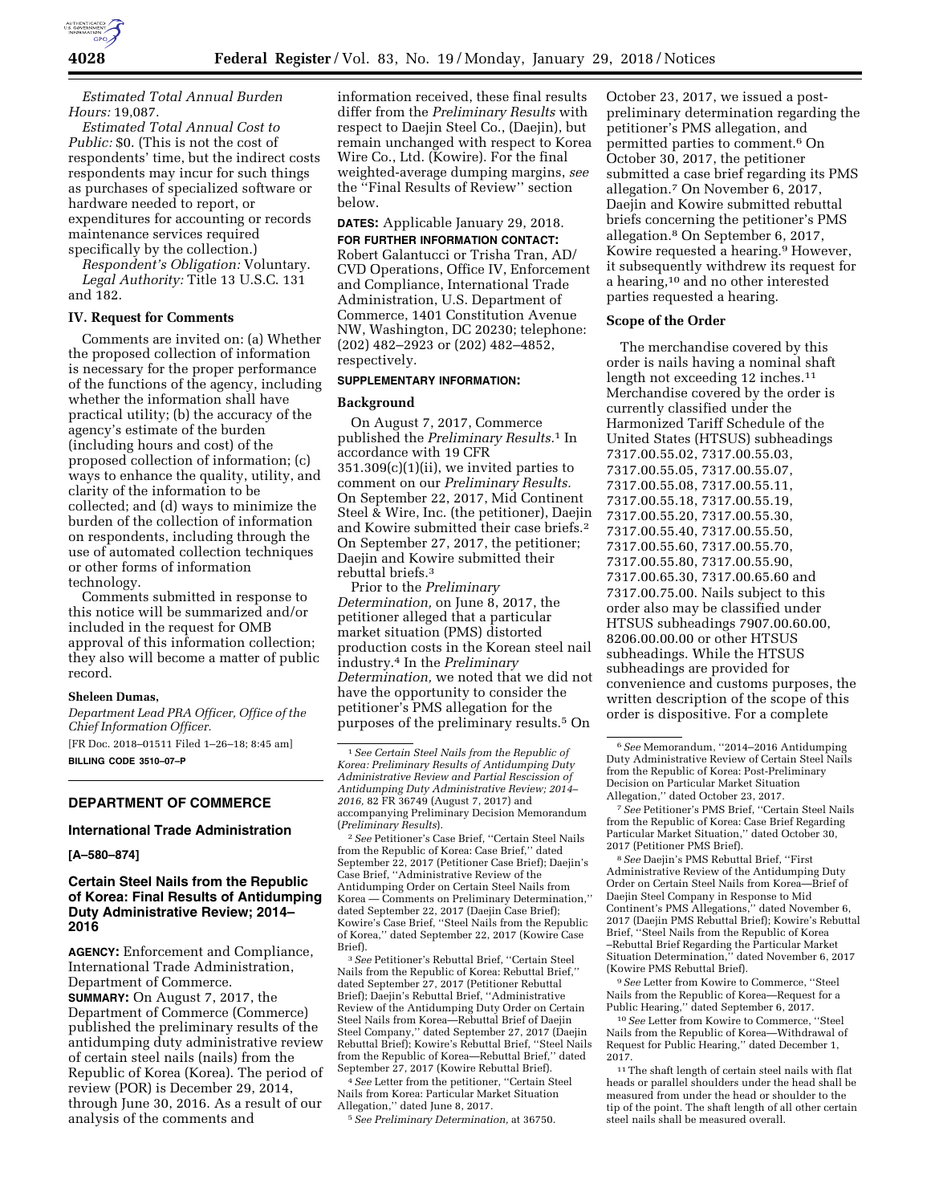*Estimated Total Annual Burden Hours:* 19,087.

*Estimated Total Annual Cost to Public:* $0. (This is not the cost of respondents' time, but the indirect costs respondents may incur for such things as purchases of specialized software or hardware needed to report, or expenditures for accounting or records maintenance services required specifically by the collection.)

*Respondent's Obligation:* Voluntary.

*Legal Authority:* Title 13 U.S.C. 131 and 182.

**IV. Request for Comments**

Comments are invited on: (a) Whether the proposed collection of information is necessary for the proper performance of the functions of the agency, including whether the information shall have practical utility; (b) the accuracy of the agency's estimate of the burden (including hours and cost) of the proposed collection of information; (c) ways to enhance the quality, utility, and clarity of the information to be collected; and (d) ways to minimize the burden of the collection of information on respondents, including through the use of automated collection techniques or other forms of information technology.

Comments submitted in response to this notice will be summarized and/or included in the request for OMB approval of this information collection; they also will become a matter of public record.

**Sheleen Dumas,**

*Department Lead PRA Officer, Office of the Chief Information Officer.*

[FR Doc. 2018–01511 Filed 1–26–18; 8:45 am]

**BILLING CODE 3510–07–P**

---

## DEPARTMENT OF COMMERCE

### International Trade Administration

**[A–580–874]**

### Certain Steel Nails from the Republic of Korea: Final Results of Antidumping Duty Administrative Review; 2014–2016

**AGENCY:** Enforcement and Compliance, International Trade Administration, Department of Commerce.

**SUMMARY:** On August 7, 2017, the Department of Commerce (Commerce) published the preliminary results of the antidumping duty administrative review of certain steel nails (nails) from the Republic of Korea (Korea). The period of review (POR) is December 29, 2014, through June 30, 2016. As a result of our analysis of the comments and information received, these final results differ from the *Preliminary Results* with respect to Daejin Steel Co., (Daejin), but remain unchanged with respect to Korea Wire Co., Ltd. (Kowire). For the final weighted-average dumping margins, *see* the "Final Results of Review" section below.

**DATES:** Applicable January 29, 2018.

**FOR FURTHER INFORMATION CONTACT:** Robert Galantucci or Trisha Tran, AD/CVD Operations, Office IV, Enforcement and Compliance, International Trade Administration, U.S. Department of Commerce, 1401 Constitution Avenue NW, Washington, DC 20230; telephone: (202) 482–2923 or (202) 482–4852, respectively.

**SUPPLEMENTARY INFORMATION:**

**Background**

On August 7, 2017, Commerce published the *Preliminary Results.*[1] In accordance with 19 CFR 351.309(c)(1)(ii), we invited parties to comment on our *Preliminary Results.* On September 22, 2017, Mid Continent Steel & Wire, Inc. (the petitioner), Daejin and Kowire submitted their case briefs.[2] On September 27, 2017, the petitioner; Daejin and Kowire submitted their rebuttal briefs.[3]

Prior to the *Preliminary Determination,* on June 8, 2017, the petitioner alleged that a particular market situation (PMS) distorted production costs in the Korean steel nail industry.[4] In the *Preliminary Determination,* we noted that we did not have the opportunity to consider the petitioner's PMS allegation for the purposes of the preliminary results.[5] On October 23, 2017, we issued a post-preliminary determination regarding the petitioner's PMS allegation, and permitted parties to comment.[6] On October 30, 2017, the petitioner submitted a case brief regarding its PMS allegation.[7] On November 6, 2017, Daejin and Kowire submitted rebuttal briefs concerning the petitioner's PMS allegation.[8] On September 6, 2017, Kowire requested a hearing.[9] However, it subsequently withdrew its request for a hearing,[10] and no other interested parties requested a hearing.

**Scope of the Order**

The merchandise covered by this order is nails having a nominal shaft length not exceeding 12 inches.[11] Merchandise covered by the order is currently classified under the Harmonized Tariff Schedule of the United States (HTSUS) subheadings 7317.00.55.02, 7317.00.55.03, 7317.00.55.05, 7317.00.55.07, 7317.00.55.08, 7317.00.55.11, 7317.00.55.18, 7317.00.55.19, 7317.00.55.20, 7317.00.55.30, 7317.00.55.40, 7317.00.55.50, 7317.00.55.60, 7317.00.55.70, 7317.00.55.80, 7317.00.55.90, 7317.00.65.30, 7317.00.65.60 and 7317.00.75.00. Nails subject to this order also may be classified under HTSUS subheadings 7907.00.60.00, 8206.00.00.00 or other HTSUS subheadings. While the HTSUS subheadings are provided for convenience and customs purposes, the written description of the scope of this order is dispositive. For a complete

---

[1] *See Certain Steel Nails from the Republic of Korea: Preliminary Results of Antidumping Duty Administrative Review and Partial Rescission of Antidumping Duty Administrative Review; 2014–2016,* 82 FR 36749 (August 7, 2017) and accompanying Preliminary Decision Memorandum (*Preliminary Results*).

[2] *See* Petitioner's Case Brief, "Certain Steel Nails from the Republic of Korea: Case Brief," dated September 22, 2017 (Petitioner Case Brief); Daejin's Case Brief, "Administrative Review of the Antidumping Order on Certain Steel Nails from Korea — Comments on Preliminary Determination," dated September 22, 2017 (Daejin Case Brief); Kowire's Case Brief, "Steel Nails from the Republic of Korea," dated September 22, 2017 (Kowire Case Brief).

[3] *See* Petitioner's Rebuttal Brief, "Certain Steel Nails from the Republic of Korea: Rebuttal Brief," dated September 27, 2017 (Petitioner Rebuttal Brief); Daejin's Rebuttal Brief, "Administrative Review of the Antidumping Duty Order on Certain Steel Nails from Korea—Rebuttal Brief of Daejin Steel Company," dated September 27, 2017 (Daejin Rebuttal Brief); Kowire's Rebuttal Brief, "Steel Nails from the Republic of Korea—Rebuttal Brief," dated September 27, 2017 (Kowire Rebuttal Brief).

[4] *See* Letter from the petitioner, "Certain Steel Nails from Korea: Particular Market Situation Allegation," dated June 8, 2017.

[5] *See Preliminary Determination,* at 36750.

[6] *See* Memorandum, "2014–2016 Antidumping Duty Administrative Review of Certain Steel Nails from the Republic of Korea: Post-Preliminary Decision on Particular Market Situation Allegation," dated October 23, 2017.

[7] *See* Petitioner's PMS Brief, "Certain Steel Nails from the Republic of Korea: Case Brief Regarding Particular Market Situation," dated October 30, 2017 (Petitioner PMS Brief).

[8] *See* Daejin's PMS Rebuttal Brief, "First Administrative Review of the Antidumping Duty Order on Certain Steel Nails from Korea—Brief of Daejin Steel Company in Response to Mid Continent's PMS Allegations," dated November 6, 2017 (Daejin PMS Rebuttal Brief); Kowire's Rebuttal Brief, "Steel Nails from the Republic of Korea –Rebuttal Brief Regarding the Particular Market Situation Determination," dated November 6, 2017 (Kowire PMS Rebuttal Brief).

[9] *See* Letter from Kowire to Commerce, "Steel Nails from the Republic of Korea—Request for a Public Hearing," dated September 6, 2017.

[10] *See* Letter from Kowire to Commerce, "Steel Nails from the Republic of Korea—Withdrawal of Request for Public Hearing," dated December 1, 2017.

[11] The shaft length of certain steel nails with flat heads or parallel shoulders under the head shall be measured from under the head or shoulder to the tip of the point. The shaft length of all other certain steel nails shall be measured overall.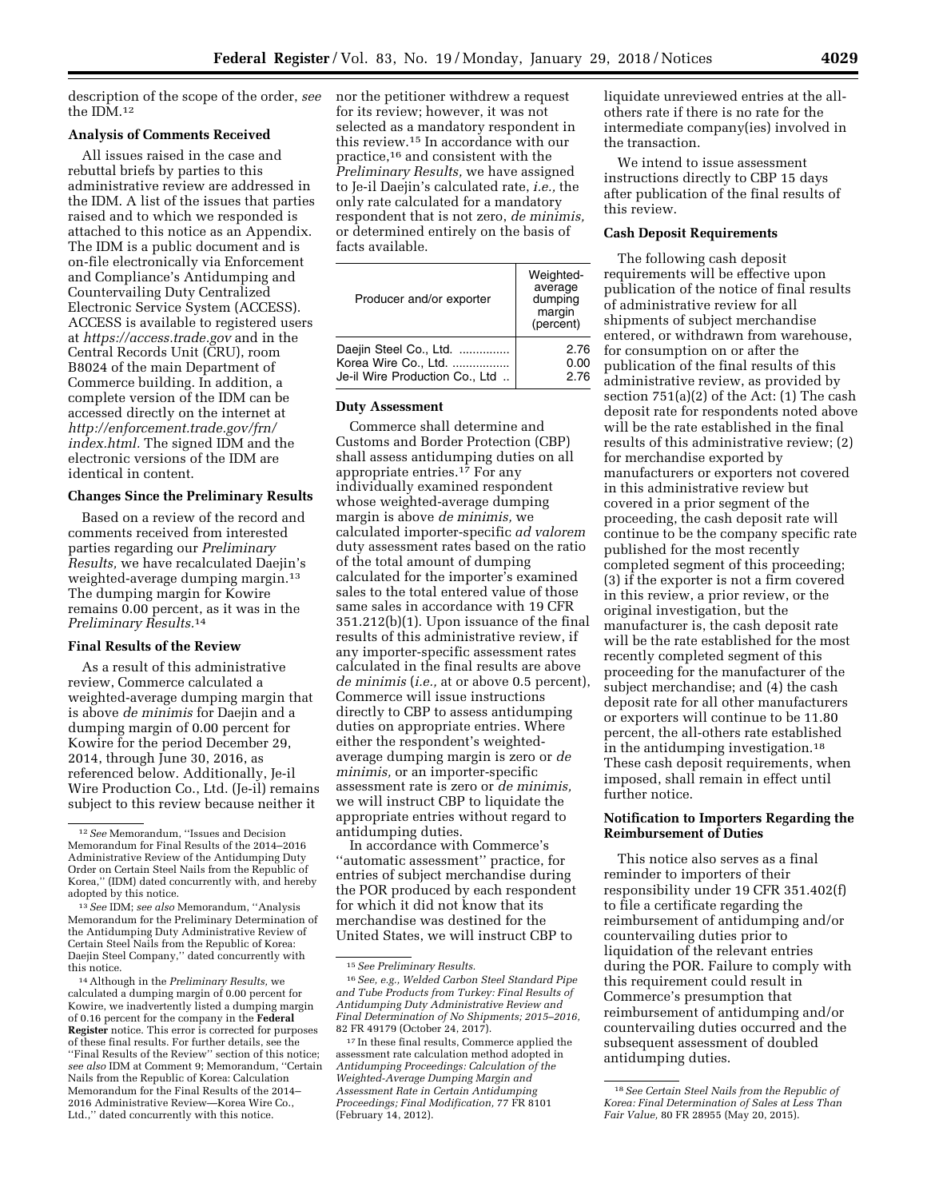description of the scope of the order, *see* the IDM.[12]

### Analysis of Comments Received

All issues raised in the case and rebuttal briefs by parties to this administrative review are addressed in the IDM. A list of the issues that parties raised and to which we responded is attached to this notice as an Appendix. The IDM is a public document and is on-file electronically via Enforcement and Compliance's Antidumping and Countervailing Duty Centralized Electronic Service System (ACCESS). ACCESS is available to registered users at *https://access.trade.gov* and in the Central Records Unit (CRU), room B8024 of the main Department of Commerce building. In addition, a complete version of the IDM can be accessed directly on the internet at *http://enforcement.trade.gov/frn/index.html.* The signed IDM and the electronic versions of the IDM are identical in content.

### Changes Since the Preliminary Results

Based on a review of the record and comments received from interested parties regarding our *Preliminary Results,* we have recalculated Daejin's weighted-average dumping margin.[13] The dumping margin for Kowire remains 0.00 percent, as it was in the *Preliminary Results.*[14]

### Final Results of the Review

As a result of this administrative review, Commerce calculated a weighted-average dumping margin that is above *de minimis* for Daejin and a dumping margin of 0.00 percent for Kowire for the period December 29, 2014, through June 30, 2016, as referenced below. Additionally, Je-il Wire Production Co., Ltd. (Je-il) remains subject to this review because neither it nor the petitioner withdrew a request for its review; however, it was not selected as a mandatory respondent in this review.[15] In accordance with our practice,[16] and consistent with the *Preliminary Results,* we have assigned to Je-il Daejin's calculated rate, *i.e.,* the only rate calculated for a mandatory respondent that is not zero, *de minimis,* or determined entirely on the basis of facts available.

| Producer and/or exporter | Weighted-average dumping margin (percent) |
|---|---|
| Daejin Steel Co., Ltd. | 2.76 |
| Korea Wire Co., Ltd. | 0.00 |
| Je-il Wire Production Co., Ltd | 2.76 |

### Duty Assessment

Commerce shall determine and Customs and Border Protection (CBP) shall assess antidumping duties on all appropriate entries.[17] For any individually examined respondent whose weighted-average dumping margin is above *de minimis,* we calculated importer-specific *ad valorem* duty assessment rates based on the ratio of the total amount of dumping calculated for the importer's examined sales to the total entered value of those same sales in accordance with 19 CFR 351.212(b)(1). Upon issuance of the final results of this administrative review, if any importer-specific assessment rates calculated in the final results are above *de minimis* (*i.e.,* at or above 0.5 percent), Commerce will issue instructions directly to CBP to assess antidumping duties on appropriate entries. Where either the respondent's weighted-average dumping margin is zero or *de minimis,* or an importer-specific assessment rate is zero or *de minimis,* we will instruct CBP to liquidate the appropriate entries without regard to antidumping duties.

In accordance with Commerce's "automatic assessment" practice, for entries of subject merchandise during the POR produced by each respondent for which it did not know that its merchandise was destined for the United States, we will instruct CBP to liquidate unreviewed entries at the all-others rate if there is no rate for the intermediate company(ies) involved in the transaction.

We intend to issue assessment instructions directly to CBP 15 days after publication of the final results of this review.

### Cash Deposit Requirements

The following cash deposit requirements will be effective upon publication of the notice of final results of administrative review for all shipments of subject merchandise entered, or withdrawn from warehouse, for consumption on or after the publication of the final results of this administrative review, as provided by section 751(a)(2) of the Act: (1) The cash deposit rate for respondents noted above will be the rate established in the final results of this administrative review; (2) for merchandise exported by manufacturers or exporters not covered in this administrative review but covered in a prior segment of the proceeding, the cash deposit rate will continue to be the company specific rate published for the most recently completed segment of this proceeding; (3) if the exporter is not a firm covered in this review, a prior review, or the original investigation, but the manufacturer is, the cash deposit rate will be the rate established for the most recently completed segment of this proceeding for the manufacturer of the subject merchandise; and (4) the cash deposit rate for all other manufacturers or exporters will continue to be 11.80 percent, the all-others rate established in the antidumping investigation.[18] These cash deposit requirements, when imposed, shall remain in effect until further notice.

### Notification to Importers Regarding the Reimbursement of Duties

This notice also serves as a final reminder to importers of their responsibility under 19 CFR 351.402(f) to file a certificate regarding the reimbursement of antidumping and/or countervailing duties prior to liquidation of the relevant entries during the POR. Failure to comply with this requirement could result in Commerce's presumption that reimbursement of antidumping and/or countervailing duties occurred and the subsequent assessment of doubled antidumping duties.

---

[12] *See* Memorandum, "Issues and Decision Memorandum for Final Results of the 2014–2016 Administrative Review of the Antidumping Duty Order on Certain Steel Nails from the Republic of Korea," (IDM) dated concurrently with, and hereby adopted by this notice.

[13] *See* IDM; *see also* Memorandum, "Analysis Memorandum for the Preliminary Determination of the Antidumping Duty Administrative Review of Certain Steel Nails from the Republic of Korea: Daejin Steel Company," dated concurrently with this notice.

[14] Although in the *Preliminary Results,* we calculated a dumping margin of 0.00 percent for Kowire, we inadvertently listed a dumping margin of 0.16 percent for the company in the **Federal Register** notice. This error is corrected for purposes of these final results. For further details, see the "Final Results of the Review" section of this notice; *see also* IDM at Comment 9; Memorandum, "Certain Nails from the Republic of Korea: Calculation Memorandum for the Final Results of the 2014–2016 Administrative Review—Korea Wire Co., Ltd.," dated concurrently with this notice.

[15] *See Preliminary Results.*

[16] *See, e.g., Welded Carbon Steel Standard Pipe and Tube Products from Turkey: Final Results of Antidumping Duty Administrative Review and Final Determination of No Shipments; 2015–2016,* 82 FR 49179 (October 24, 2017).

[17] In these final results, Commerce applied the assessment rate calculation method adopted in *Antidumping Proceedings: Calculation of the Weighted-Average Dumping Margin and Assessment Rate in Certain Antidumping Proceedings; Final Modification,* 77 FR 8101 (February 14, 2012).

[18] *See Certain Steel Nails from the Republic of Korea: Final Determination of Sales at Less Than Fair Value,* 80 FR 28955 (May 20, 2015).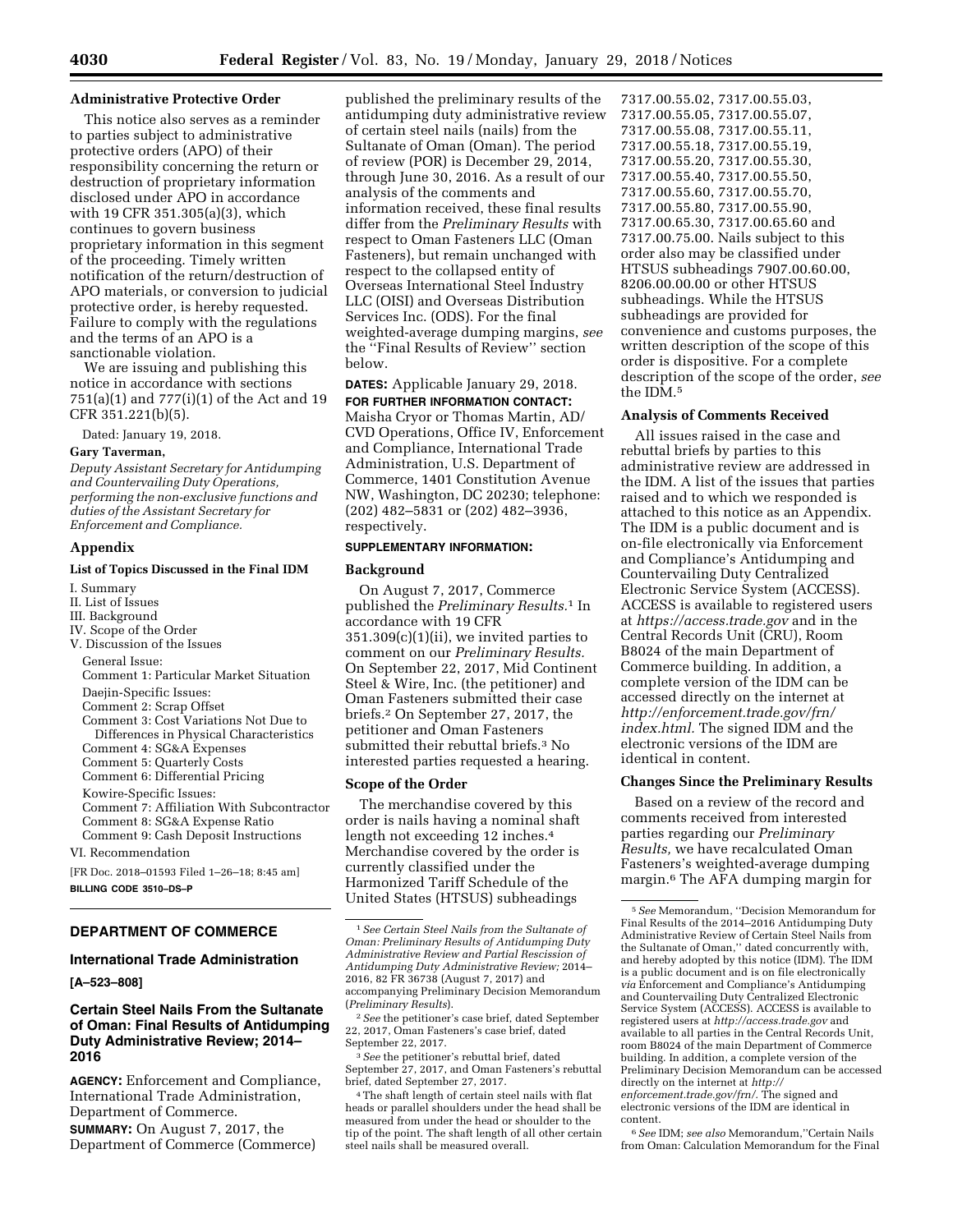### Administrative Protective Order

This notice also serves as a reminder to parties subject to administrative protective orders (APO) of their responsibility concerning the return or destruction of proprietary information disclosed under APO in accordance with 19 CFR 351.305(a)(3), which continues to govern business proprietary information in this segment of the proceeding. Timely written notification of the return/destruction of APO materials, or conversion to judicial protective order, is hereby requested. Failure to comply with the regulations and the terms of an APO is a sanctionable violation.

We are issuing and publishing this notice in accordance with sections 751(a)(1) and 777(i)(1) of the Act and 19 CFR 351.221(b)(5).

Dated: January 19, 2018.

**Gary Taverman,**

*Deputy Assistant Secretary for Antidumping and Countervailing Duty Operations, performing the non-exclusive functions and duties of the Assistant Secretary for Enforcement and Compliance.*

### Appendix

#### List of Topics Discussed in the Final IDM

I. Summary
II. List of Issues
III. Background
IV. Scope of the Order
V. Discussion of the Issues
General Issue:
Comment 1: Particular Market Situation
Daejin-Specific Issues:
Comment 2: Scrap Offset
Comment 3: Cost Variations Not Due to Differences in Physical Characteristics
Comment 4: SG&A Expenses
Comment 5: Quarterly Costs
Comment 6: Differential Pricing
Kowire-Specific Issues:
Comment 7: Affiliation With Subcontractor
Comment 8: SG&A Expense Ratio
Comment 9: Cash Deposit Instructions
VI. Recommendation

[FR Doc. 2018–01593 Filed 1–26–18; 8:45 am]

**BILLING CODE 3510–DS–P**

---

## DEPARTMENT OF COMMERCE

### International Trade Administration

**[A–523–808]**

## Certain Steel Nails From the Sultanate of Oman: Final Results of Antidumping Duty Administrative Review; 2014–2016

**AGENCY:** Enforcement and Compliance, International Trade Administration, Department of Commerce.

**SUMMARY:** On August 7, 2017, the Department of Commerce (Commerce) published the preliminary results of the antidumping duty administrative review of certain steel nails (nails) from the Sultanate of Oman (Oman). The period of review (POR) is December 29, 2014, through June 30, 2016. As a result of our analysis of the comments and information received, these final results differ from the *Preliminary Results* with respect to Oman Fasteners LLC (Oman Fasteners), but remain unchanged with respect to the collapsed entity of Overseas International Steel Industry LLC (OISI) and Overseas Distribution Services Inc. (ODS). For the final weighted-average dumping margins, *see* the "Final Results of Review" section below.

**DATES:** Applicable January 29, 2018.

**FOR FURTHER INFORMATION CONTACT:** Maisha Cryor or Thomas Martin, AD/CVD Operations, Office IV, Enforcement and Compliance, International Trade Administration, U.S. Department of Commerce, 1401 Constitution Avenue NW, Washington, DC 20230; telephone: (202) 482–5831 or (202) 482–3936, respectively.

**SUPPLEMENTARY INFORMATION:**

### Background

On August 7, 2017, Commerce published the *Preliminary Results*.[1] In accordance with 19 CFR 351.309(c)(1)(ii), we invited parties to comment on our *Preliminary Results.* On September 22, 2017, Mid Continent Steel & Wire, Inc. (the petitioner) and Oman Fasteners submitted their case briefs.[2] On September 27, 2017, the petitioner and Oman Fasteners submitted their rebuttal briefs.[3] No interested parties requested a hearing.

### Scope of the Order

The merchandise covered by this order is nails having a nominal shaft length not exceeding 12 inches.[4] Merchandise covered by the order is currently classified under the Harmonized Tariff Schedule of the United States (HTSUS) subheadings 7317.00.55.02, 7317.00.55.03, 7317.00.55.05, 7317.00.55.07, 7317.00.55.08, 7317.00.55.11, 7317.00.55.18, 7317.00.55.19, 7317.00.55.20, 7317.00.55.30, 7317.00.55.40, 7317.00.55.50, 7317.00.55.60, 7317.00.55.70, 7317.00.55.80, 7317.00.55.90, 7317.00.65.30, 7317.00.65.60 and 7317.00.75.00. Nails subject to this order also may be classified under HTSUS subheadings 7907.00.60.00, 8206.00.00.00 or other HTSUS subheadings. While the HTSUS subheadings are provided for convenience and customs purposes, the written description of the scope of this order is dispositive. For a complete description of the scope of the order, *see* the IDM.[5]

### Analysis of Comments Received

All issues raised in the case and rebuttal briefs by parties to this administrative review are addressed in the IDM. A list of the issues that parties raised and to which we responded is attached to this notice as an Appendix. The IDM is a public document and is on-file electronically via Enforcement and Compliance's Antidumping and Countervailing Duty Centralized Electronic Service System (ACCESS). ACCESS is available to registered users at *https://access.trade.gov* and in the Central Records Unit (CRU), Room B8024 of the main Department of Commerce building. In addition, a complete version of the IDM can be accessed directly on the internet at *http://enforcement.trade.gov/frn/index.html.* The signed IDM and the electronic versions of the IDM are identical in content.

### Changes Since the Preliminary Results

Based on a review of the record and comments received from interested parties regarding our *Preliminary Results,* we have recalculated Oman Fasteners's weighted-average dumping margin.[6] The AFA dumping margin for

---

[1] *See Certain Steel Nails from the Sultanate of Oman: Preliminary Results of Antidumping Duty Administrative Review and Partial Rescission of Antidumping Duty Administrative Review;* 2014–2016, 82 FR 36738 (August 7, 2017) and accompanying Preliminary Decision Memorandum (*Preliminary Results*).

[2] *See* the petitioner's case brief, dated September 22, 2017, Oman Fasteners's case brief, dated September 22, 2017.

[3] *See* the petitioner's rebuttal brief, dated September 27, 2017, and Oman Fasteners's rebuttal brief, dated September 27, 2017.

[4] The shaft length of certain steel nails with flat heads or parallel shoulders under the head shall be measured from under the head or shoulder to the tip of the point. The shaft length of all other certain steel nails shall be measured overall.

[5] *See* Memorandum, "Decision Memorandum for Final Results of the 2014–2016 Antidumping Duty Administrative Review of Certain Steel Nails from the Sultanate of Oman," dated concurrently with, and hereby adopted by this notice (IDM). The IDM is a public document and is on file electronically *via* Enforcement and Compliance's Antidumping and Countervailing Duty Centralized Electronic Service System (ACCESS). ACCESS is available to registered users at *http://access.trade.gov* and available to all parties in the Central Records Unit, room B8024 of the main Department of Commerce building. In addition, a complete version of the Preliminary Decision Memorandum can be accessed directly on the internet at *http://enforcement.trade.gov/frn/.* The signed and electronic versions of the IDM are identical in content.

[6] *See* IDM; *see also* Memorandum,"Certain Nails from Oman: Calculation Memorandum for the Final